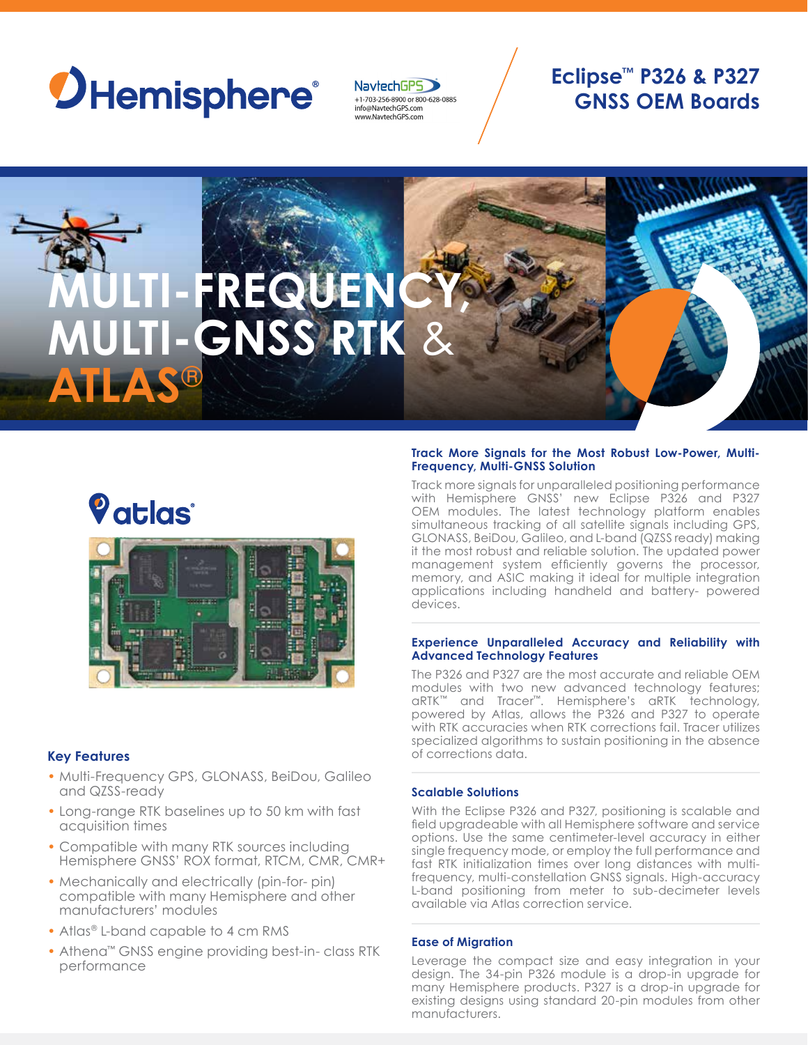Hemisphere®

NavtechGPS
+1-703-256-8900 or 800-628-0885
info@NavtechGPS.com
www.NavtechGPS.com

# Eclipse™ P326 & P327 GNSS OEM Boards

# MULTI-FREQUENCY, MULTI-GNSS RTK & ATLAS®

atlas®

### Key Features

- Multi-Frequency GPS, GLONASS, BeiDou, Galileo and QZSS-ready
- Long-range RTK baselines up to 50 km with fast acquisition times
- Compatible with many RTK sources including Hemisphere GNSS' ROX format, RTCM, CMR, CMR+
- Mechanically and electrically (pin-for- pin) compatible with many Hemisphere and other manufacturers' modules
- Atlas® L-band capable to 4 cm RMS
- Athena™ GNSS engine providing best-in- class RTK performance

### Track More Signals for the Most Robust Low-Power, Multi-Frequency, Multi-GNSS Solution

Track more signals for unparalleled positioning performance with Hemisphere GNSS' new Eclipse P326 and P327 OEM modules. The latest technology platform enables simultaneous tracking of all satellite signals including GPS, GLONASS, BeiDou, Galileo, and L-band (QZSS ready) making it the most robust and reliable solution. The updated power management system efficiently governs the processor, memory, and ASIC making it ideal for multiple integration applications including handheld and battery- powered devices.

### Experience Unparalleled Accuracy and Reliability with Advanced Technology Features

The P326 and P327 are the most accurate and reliable OEM modules with two new advanced technology features; aRTK™ and Tracer™. Hemisphere's aRTK technology, powered by Atlas, allows the P326 and P327 to operate with RTK accuracies when RTK corrections fail. Tracer utilizes specialized algorithms to sustain positioning in the absence of corrections data.

### Scalable Solutions

With the Eclipse P326 and P327, positioning is scalable and field upgradeable with all Hemisphere software and service options. Use the same centimeter-level accuracy in either single frequency mode, or employ the full performance and fast RTK initialization times over long distances with multi-frequency, multi-constellation GNSS signals. High-accuracy L-band positioning from meter to sub-decimeter levels available via Atlas correction service.

### Ease of Migration

Leverage the compact size and easy integration in your design. The 34-pin P326 module is a drop-in upgrade for many Hemisphere products. P327 is a drop-in upgrade for existing designs using standard 20-pin modules from other manufacturers.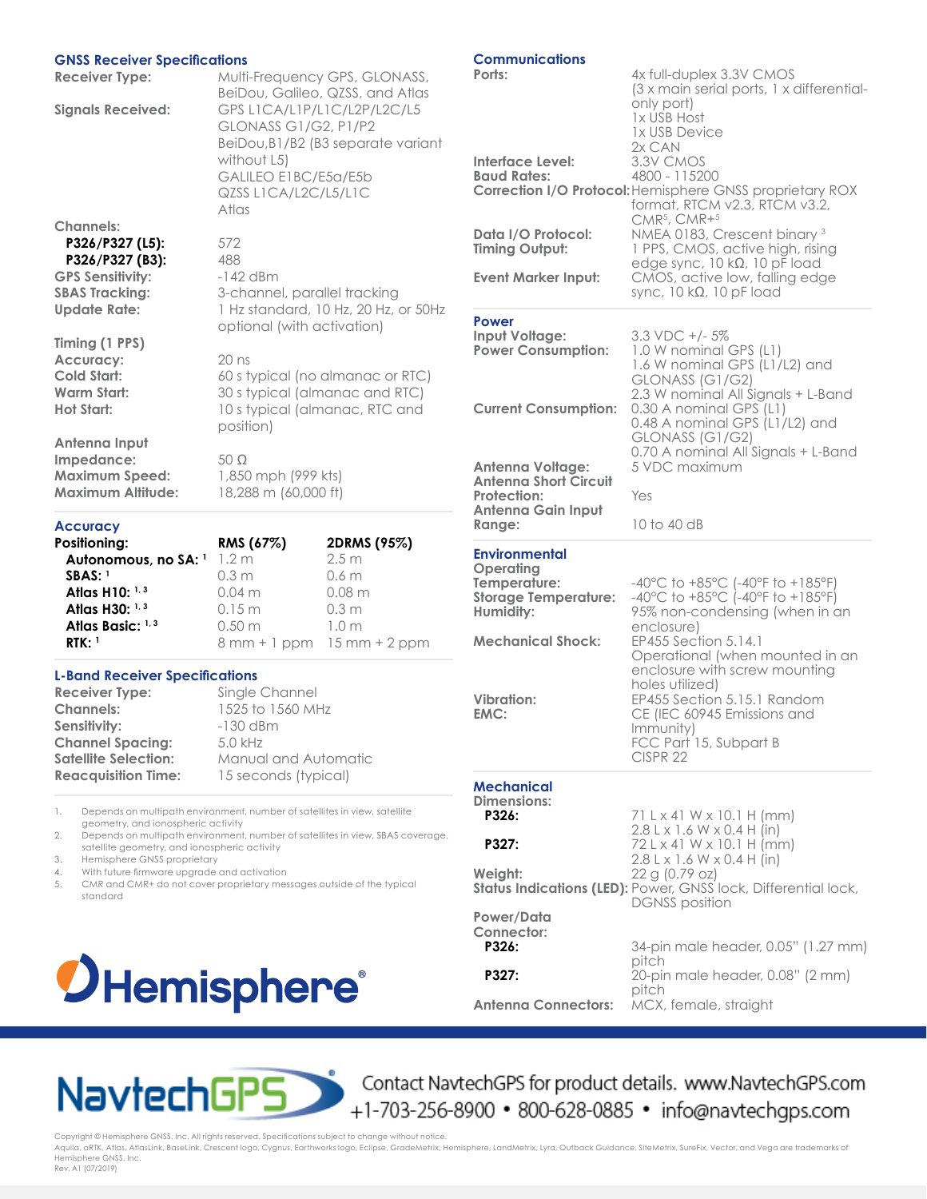## GNSS Receiver Specifications

| | |
|---|---|
| **Receiver Type:** | Multi-Frequency GPS, GLONASS, BeiDou, Galileo, QZSS, and Atlas |
| **Signals Received:** | GPS L1CA/L1P/L1C/L2P/L2C/L5<br>GLONASS G1/G2, P1/P2<br>BeiDou,B1/B2 (B3 separate variant without L5)<br>GALILEO E1BC/E5a/E5b<br>QZSS L1CA/L2C/L5/L1C<br>Atlas |
| **Channels:** | |
| **P326/P327 (L5):** | 572 |
| **P326/P327 (B3):** | 488 |
| **GPS Sensitivity:** | -142 dBm |
| **SBAS Tracking:** | 3-channel, parallel tracking |
| **Update Rate:** | 1 Hz standard, 10 Hz, 20 Hz, or 50Hz optional (with activation) |
| **Timing (1 PPS) Accuracy:** | 20 ns |
| **Cold Start:** | 60 s typical (no almanac or RTC) |
| **Warm Start:** | 30 s typical (almanac and RTC) |
| **Hot Start:** | 10 s typical (almanac, RTC and position) |
| **Antenna Input Impedance:** | 50 Ω |
| **Maximum Speed:** | 1,850 mph (999 kts) |
| **Maximum Altitude:** | 18,288 m (60,000 ft) |

## Accuracy

| **Positioning:** | **RMS (67%)** | **2DRMS (95%)** |
|---|---|---|
| **Autonomous, no SA:** [1] | 1.2 m | 2.5 m |
| **SBAS:** [1] | 0.3 m | 0.6 m |
| **Atlas H10:** [1, 3] | 0.04 m | 0.08 m |
| **Atlas H30:** [1, 3] | 0.15 m | 0.3 m |
| **Atlas Basic:** [1, 3] | 0.50 m | 1.0 m |
| **RTK:** [1] | 8 mm + 1 ppm | 15 mm + 2 ppm |

## L-Band Receiver Specifications

| | |
|---|---|
| **Receiver Type:** | Single Channel |
| **Channels:** | 1525 to 1560 MHz |
| **Sensitivity:** | -130 dBm |
| **Channel Spacing:** | 5.0 kHz |
| **Satellite Selection:** | Manual and Automatic |
| **Reacquisition Time:** | 15 seconds (typical) |

1. Depends on multipath environment, number of satellites in view, satellite geometry, and ionospheric activity
2. Depends on multipath environment, number of satellites in view, SBAS coverage, satellite geometry, and ionospheric activity
3. Hemisphere GNSS proprietary
4. With future firmware upgrade and activation
5. CMR and CMR+ do not cover proprietary messages outside of the typical standard

## Communications

| | |
|---|---|
| **Ports:** | 4x full-duplex 3.3V CMOS (3 x main serial ports, 1 x differential-only port)<br>1x USB Host<br>1x USB Device<br>2x CAN |
| **Interface Level:** | 3.3V CMOS |
| **Baud Rates:** | 4800 - 115200 |
| **Correction I/O Protocol:** | Hemisphere GNSS proprietary ROX format, RTCM v2.3, RTCM v3.2, CMR[5], CMR+[5] |
| **Data I/O Protocol:** | NMEA 0183, Crescent binary [3] |
| **Timing Output:** | 1 PPS, CMOS, active high, rising edge sync, 10 kΩ, 10 pF load |
| **Event Marker Input:** | CMOS, active low, falling edge sync, 10 kΩ, 10 pF load |

## Power

| | |
|---|---|
| **Input Voltage:** | 3.3 VDC +/- 5% |
| **Power Consumption:** | 1.0 W nominal GPS (L1)<br>1.6 W nominal GPS (L1/L2) and GLONASS (G1/G2)<br>2.3 W nominal All Signals + L-Band |
| **Current Consumption:** | 0.30 A nominal GPS (L1)<br>0.48 A nominal GPS (L1/L2) and GLONASS (G1/G2)<br>0.70 A nominal All Signals + L-Band |
| **Antenna Voltage:** | 5 VDC maximum |
| **Antenna Short Circuit Protection:** | Yes |
| **Antenna Gain Input Range:** | 10 to 40 dB |

## Environmental

| | |
|---|---|
| **Operating Temperature:** | -40°C to +85°C (-40°F to +185°F) |
| **Storage Temperature:** | -40°C to +85°C (-40°F to +185°F) |
| **Humidity:** | 95% non-condensing (when in an enclosure) |
| **Mechanical Shock:** | EP455 Section 5.14.1 Operational (when mounted in an enclosure with screw mounting holes utilized) |
| **Vibration:** | EP455 Section 5.15.1 Random |
| **EMC:** | CE (IEC 60945 Emissions and Immunity)<br>FCC Part 15, Subpart B<br>CISPR 22 |

## Mechanical

| | |
|---|---|
| **Dimensions:** | |
| **P326:** | 71 L x 41 W x 10.1 H (mm)<br>2.8 L x 1.6 W x 0.4 H (in) |
| **P327:** | 72 L x 41 W x 10.1 H (mm)<br>2.8 L x 1.6 W x 0.4 H (in) |
| **Weight:** | 22 g (0.79 oz) |
| **Status Indications (LED):** | Power, GNSS lock, Differential lock, DGNSS position |
| **Power/Data Connector:** | |
| **P326:** | 34-pin male header, 0.05" (1.27 mm) pitch |
| **P327:** | 20-pin male header, 0.08" (2 mm) pitch |
| **Antenna Connectors:** | MCX, female, straight |

Hemisphere®

NavtechGPS

Contact NavtechGPS for product details. www.NavtechGPS.com
+1-703-256-8900 • 800-628-0885 • info@navtechgps.com

Copyright © Hemisphere GNSS, Inc. All rights reserved. Specifications subject to change without notice.
Aquila, aRTK, Atlas, AtlasLink, BaseLink, Crescent logo, Cygnus, Earthworks logo, Eclipse, GradeMetrix, Hemisphere, LandMetrix, Lyra, Outback Guidance, SiteMetrix, SureFix, Vector, and Vega are trademarks of Hemisphere GNSS, Inc.
Rev. A1 (07/2019)